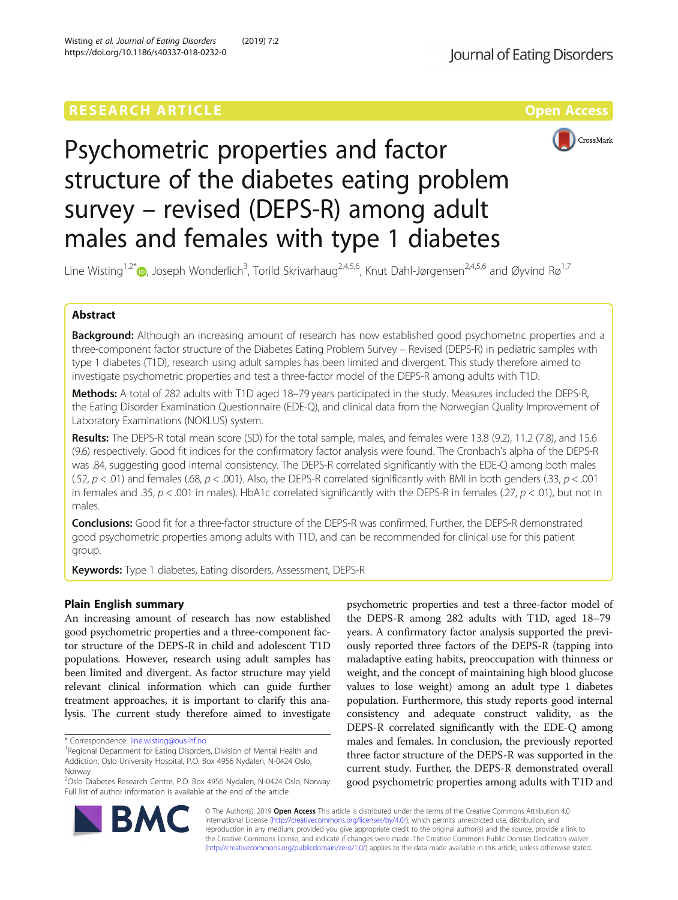RESEARCH ARTICLE

Open Access

# Psychometric properties and factor structure of the diabetes eating problem survey – revised (DEPS-R) among adult males and females with type 1 diabetes

Line Wisting[1,2*], Joseph Wonderlich[3], Torild Skrivarhaug[2,4,5,6], Knut Dahl-Jørgensen[2,4,5,6] and Øyvind Rø[1,7]

## Abstract

**Background:** Although an increasing amount of research has now established good psychometric properties and a three-component factor structure of the Diabetes Eating Problem Survey – Revised (DEPS-R) in pediatric samples with type 1 diabetes (T1D), research using adult samples has been limited and divergent. This study therefore aimed to investigate psychometric properties and test a three-factor model of the DEPS-R among adults with T1D.

**Methods:** A total of 282 adults with T1D aged 18–79 years participated in the study. Measures included the DEPS-R, the Eating Disorder Examination Questionnaire (EDE-Q), and clinical data from the Norwegian Quality Improvement of Laboratory Examinations (NOKLUS) system.

**Results:** The DEPS-R total mean score (SD) for the total sample, males, and females were 13.8 (9.2), 11.2 (7.8), and 15.6 (9.6) respectively. Good fit indices for the confirmatory factor analysis were found. The Cronbach's alpha of the DEPS-R was .84, suggesting good internal consistency. The DEPS-R correlated significantly with the EDE-Q among both males (.52, $p < .01$) and females (.68, $p < .001$). Also, the DEPS-R correlated significantly with BMI in both genders (.33, $p < .001$ in females and .35, $p < .001$ in males). HbA1c correlated significantly with the DEPS-R in females (.27, $p < .01$), but not in males.

**Conclusions:** Good fit for a three-factor structure of the DEPS-R was confirmed. Further, the DEPS-R demonstrated good psychometric properties among adults with T1D, and can be recommended for clinical use for this patient group.

**Keywords:** Type 1 diabetes, Eating disorders, Assessment, DEPS-R

## Plain English summary

An increasing amount of research has now established good psychometric properties and a three-component factor structure of the DEPS-R in child and adolescent T1D populations. However, research using adult samples has been limited and divergent. As factor structure may yield relevant clinical information which can guide further treatment approaches, it is important to clarify this analysis. The current study therefore aimed to investigate psychometric properties and test a three-factor model of the DEPS-R among 282 adults with T1D, aged 18–79 years. A confirmatory factor analysis supported the previously reported three factors of the DEPS-R (tapping into maladaptive eating habits, preoccupation with thinness or weight, and the concept of maintaining high blood glucose values to lose weight) among an adult type 1 diabetes population. Furthermore, this study reports good internal consistency and adequate construct validity, as the DEPS-R correlated significantly with the EDE-Q among males and females. In conclusion, the previously reported three factor structure of the DEPS-R was supported in the current study. Further, the DEPS-R demonstrated overall good psychometric properties among adults with T1D and

\* Correspondence: line.wisting@ous-hf.no
[1]Regional Department for Eating Disorders, Division of Mental Health and Addiction, Oslo University Hospital, P.O. Box 4956 Nydalen, N-0424 Oslo, Norway
[2]Oslo Diabetes Research Centre, P.O. Box 4956 Nydalen, N-0424 Oslo, Norway
Full list of author information is available at the end of the article

© The Author(s). 2019 **Open Access** This article is distributed under the terms of the Creative Commons Attribution 4.0 International License (http://creativecommons.org/licenses/by/4.0/), which permits unrestricted use, distribution, and reproduction in any medium, provided you give appropriate credit to the original author(s) and the source, provide a link to the Creative Commons license, and indicate if changes were made. The Creative Commons Public Domain Dedication waiver (http://creativecommons.org/publicdomain/zero/1.0/) applies to the data made available in this article, unless otherwise stated.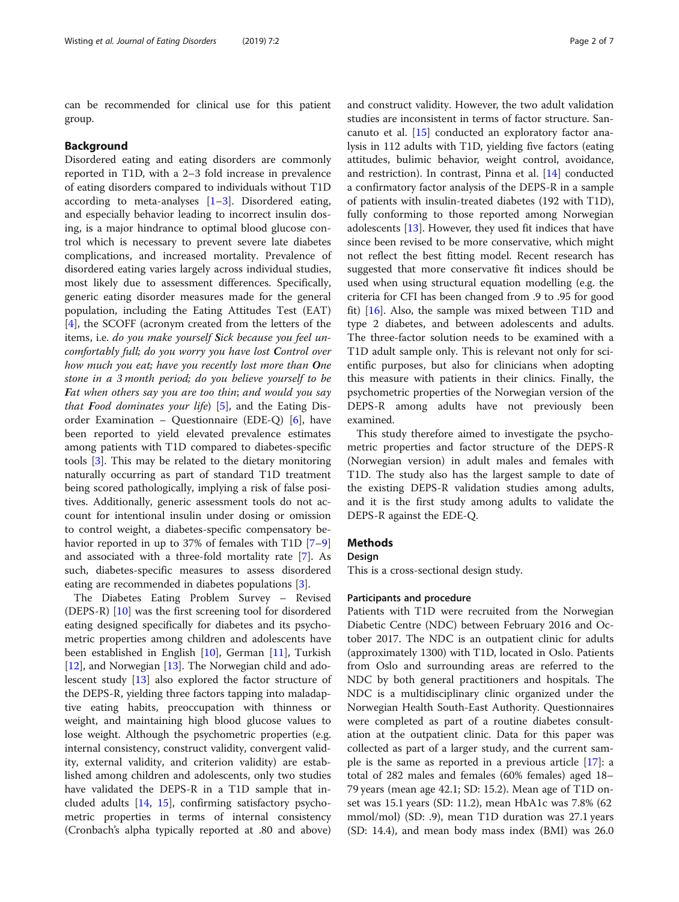can be recommended for clinical use for this patient group.

## Background

Disordered eating and eating disorders are commonly reported in T1D, with a 2–3 fold increase in prevalence of eating disorders compared to individuals without T1D according to meta-analyses [1–3]. Disordered eating, and especially behavior leading to incorrect insulin dosing, is a major hindrance to optimal blood glucose control which is necessary to prevent severe late diabetes complications, and increased mortality. Prevalence of disordered eating varies largely across individual studies, most likely due to assessment differences. Specifically, generic eating disorder measures made for the general population, including the Eating Attitudes Test (EAT) [4], the SCOFF (acronym created from the letters of the items, i.e. *do you make yourself* ***S****ick because you feel uncomfortably full; do you worry you have lost* ***C****ontrol over how much you eat; have you recently lost more than* ***O****ne stone in a 3 month period; do you believe yourself to be* ***F****at when others say you are too thin; and would you say that* ***F****ood dominates your life*) [5], and the Eating Disorder Examination – Questionnaire (EDE-Q) [6], have been reported to yield elevated prevalence estimates among patients with T1D compared to diabetes-specific tools [3]. This may be related to the dietary monitoring naturally occurring as part of standard T1D treatment being scored pathologically, implying a risk of false positives. Additionally, generic assessment tools do not account for intentional insulin under dosing or omission to control weight, a diabetes-specific compensatory behavior reported in up to 37% of females with T1D [7–9] and associated with a three-fold mortality rate [7]. As such, diabetes-specific measures to assess disordered eating are recommended in diabetes populations [3].

The Diabetes Eating Problem Survey – Revised (DEPS-R) [10] was the first screening tool for disordered eating designed specifically for diabetes and its psychometric properties among children and adolescents have been established in English [10], German [11], Turkish [12], and Norwegian [13]. The Norwegian child and adolescent study [13] also explored the factor structure of the DEPS-R, yielding three factors tapping into maladaptive eating habits, preoccupation with thinness or weight, and maintaining high blood glucose values to lose weight. Although the psychometric properties (e.g. internal consistency, construct validity, convergent validity, external validity, and criterion validity) are established among children and adolescents, only two studies have validated the DEPS-R in a T1D sample that included adults [14, 15], confirming satisfactory psychometric properties in terms of internal consistency (Cronbach's alpha typically reported at .80 and above) and construct validity. However, the two adult validation studies are inconsistent in terms of factor structure. Sancanuto et al. [15] conducted an exploratory factor analysis in 112 adults with T1D, yielding five factors (eating attitudes, bulimic behavior, weight control, avoidance, and restriction). In contrast, Pinna et al. [14] conducted a confirmatory factor analysis of the DEPS-R in a sample of patients with insulin-treated diabetes (192 with T1D), fully conforming to those reported among Norwegian adolescents [13]. However, they used fit indices that have since been revised to be more conservative, which might not reflect the best fitting model. Recent research has suggested that more conservative fit indices should be used when using structural equation modelling (e.g. the criteria for CFI has been changed from .9 to .95 for good fit) [16]. Also, the sample was mixed between T1D and type 2 diabetes, and between adolescents and adults. The three-factor solution needs to be examined with a T1D adult sample only. This is relevant not only for scientific purposes, but also for clinicians when adopting this measure with patients in their clinics. Finally, the psychometric properties of the Norwegian version of the DEPS-R among adults have not previously been examined.

This study therefore aimed to investigate the psychometric properties and factor structure of the DEPS-R (Norwegian version) in adult males and females with T1D. The study also has the largest sample to date of the existing DEPS-R validation studies among adults, and it is the first study among adults to validate the DEPS-R against the EDE-Q.

## Methods

### Design

This is a cross-sectional design study.

### Participants and procedure

Patients with T1D were recruited from the Norwegian Diabetic Centre (NDC) between February 2016 and October 2017. The NDC is an outpatient clinic for adults (approximately 1300) with T1D, located in Oslo. Patients from Oslo and surrounding areas are referred to the NDC by both general practitioners and hospitals. The NDC is a multidisciplinary clinic organized under the Norwegian Health South-East Authority. Questionnaires were completed as part of a routine diabetes consultation at the outpatient clinic. Data for this paper was collected as part of a larger study, and the current sample is the same as reported in a previous article [17]: a total of 282 males and females (60% females) aged 18–79 years (mean age 42.1; SD: 15.2). Mean age of T1D onset was 15.1 years (SD: 11.2), mean HbA1c was 7.8% (62 mmol/mol) (SD: .9), mean T1D duration was 27.1 years (SD: 14.4), and mean body mass index (BMI) was 26.0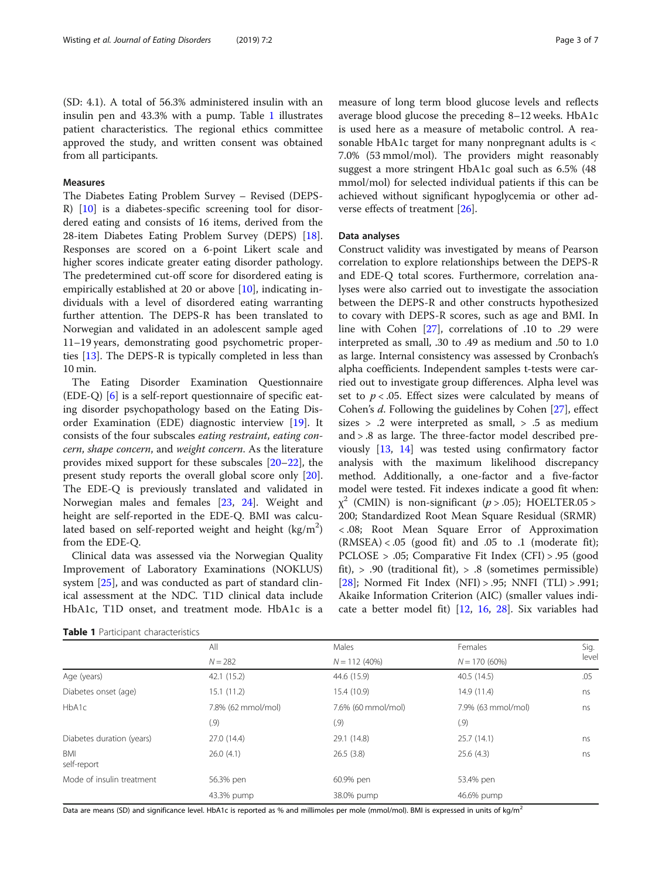(SD: 4.1). A total of 56.3% administered insulin with an insulin pen and 43.3% with a pump. Table 1 illustrates patient characteristics. The regional ethics committee approved the study, and written consent was obtained from all participants.

### Measures

The Diabetes Eating Problem Survey – Revised (DEPS-R) [10] is a diabetes-specific screening tool for disordered eating and consists of 16 items, derived from the 28-item Diabetes Eating Problem Survey (DEPS) [18]. Responses are scored on a 6-point Likert scale and higher scores indicate greater eating disorder pathology. The predetermined cut-off score for disordered eating is empirically established at 20 or above [10], indicating individuals with a level of disordered eating warranting further attention. The DEPS-R has been translated to Norwegian and validated in an adolescent sample aged 11–19 years, demonstrating good psychometric properties [13]. The DEPS-R is typically completed in less than 10 min.

The Eating Disorder Examination Questionnaire (EDE-Q) [6] is a self-report questionnaire of specific eating disorder psychopathology based on the Eating Disorder Examination (EDE) diagnostic interview [19]. It consists of the four subscales *eating restraint*, *eating concern*, *shape concern*, and *weight concern*. As the literature provides mixed support for these subscales [20–22], the present study reports the overall global score only [20]. The EDE-Q is previously translated and validated in Norwegian males and females [23, 24]. Weight and height are self-reported in the EDE-Q. BMI was calculated based on self-reported weight and height (kg/m$^2$) from the EDE-Q.

Clinical data was assessed via the Norwegian Quality Improvement of Laboratory Examinations (NOKLUS) system [25], and was conducted as part of standard clinical assessment at the NDC. T1D clinical data include HbA1c, T1D onset, and treatment mode. HbA1c is a measure of long term blood glucose levels and reflects average blood glucose the preceding 8–12 weeks. HbA1c is used here as a measure of metabolic control. A reasonable HbA1c target for many nonpregnant adults is < 7.0% (53 mmol/mol). The providers might reasonably suggest a more stringent HbA1c goal such as 6.5% (48 mmol/mol) for selected individual patients if this can be achieved without significant hypoglycemia or other adverse effects of treatment [26].

### Data analyses

Construct validity was investigated by means of Pearson correlation to explore relationships between the DEPS-R and EDE-Q total scores. Furthermore, correlation analyses were also carried out to investigate the association between the DEPS-R and other constructs hypothesized to covary with DEPS-R scores, such as age and BMI. In line with Cohen [27], correlations of .10 to .29 were interpreted as small, .30 to .49 as medium and .50 to 1.0 as large. Internal consistency was assessed by Cronbach's alpha coefficients. Independent samples t-tests were carried out to investigate group differences. Alpha level was set to $p < .05$. Effect sizes were calculated by means of Cohen's *d*. Following the guidelines by Cohen [27], effect sizes > .2 were interpreted as small, > .5 as medium and > .8 as large. The three-factor model described previously [13, 14] was tested using confirmatory factor analysis with the maximum likelihood discrepancy method. Additionally, a one-factor and a five-factor model were tested. Fit indexes indicate a good fit when: $\chi^2$ (CMIN) is non-significant ($p > .05$); HOELTER.05 > 200; Standardized Root Mean Square Residual (SRMR) < .08; Root Mean Square Error of Approximation (RMSEA) < .05 (good fit) and .05 to .1 (moderate fit); PCLOSE > .05; Comparative Fit Index (CFI) > .95 (good fit), > .90 (traditional fit), > .8 (sometimes permissible) [28]; Normed Fit Index (NFI) > .95; NNFI (TLI) > .991; Akaike Information Criterion (AIC) (smaller values indicate a better model fit) [12, 16, 28]. Six variables had

**Table 1** Participant characteristics

| | All | Males | Females | Sig. level |
|---|---|---|---|---|
| | N = 282 | N = 112 (40%) | N = 170 (60%) | |
| Age (years) | 42.1 (15.2) | 44.6 (15.9) | 40.5 (14.5) | .05 |
| Diabetes onset (age) | 15.1 (11.2) | 15.4 (10.9) | 14.9 (11.4) | ns |
| HbA1c | 7.8% (62 mmol/mol) | 7.6% (60 mmol/mol) | 7.9% (63 mmol/mol) | ns |
| | (.9) | (.9) | (.9) | |
| Diabetes duration (years) | 27.0 (14.4) | 29.1 (14.8) | 25.7 (14.1) | ns |
| BMI self-report | 26.0 (4.1) | 26.5 (3.8) | 25.6 (4.3) | ns |
| Mode of insulin treatment | 56.3% pen | 60.9% pen | 53.4% pen | |
| | 43.3% pump | 38.0% pump | 46.6% pump | |

Data are means (SD) and significance level. HbA1c is reported as % and millimoles per mole (mmol/mol). BMI is expressed in units of kg/m$^2$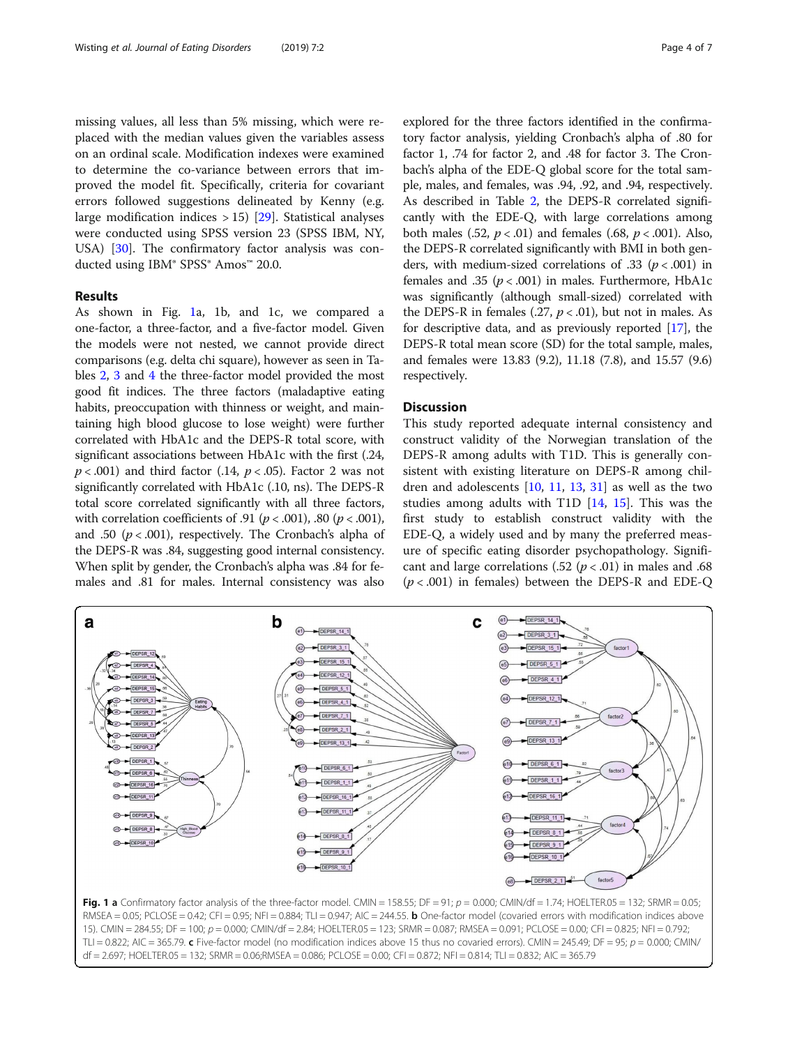missing values, all less than 5% missing, which were replaced with the median values given the variables assess on an ordinal scale. Modification indexes were examined to determine the co-variance between errors that improved the model fit. Specifically, criteria for covariant errors followed suggestions delineated by Kenny (e.g. large modification indices > 15) [29]. Statistical analyses were conducted using SPSS version 23 (SPSS IBM, NY, USA) [30]. The confirmatory factor analysis was conducted using IBM® SPSS® Amos™ 20.0.

## Results

As shown in Fig. 1a, 1b, and 1c, we compared a one-factor, a three-factor, and a five-factor model. Given the models were not nested, we cannot provide direct comparisons (e.g. delta chi square), however as seen in Tables 2, 3 and 4 the three-factor model provided the most good fit indices. The three factors (maladaptive eating habits, preoccupation with thinness or weight, and maintaining high blood glucose to lose weight) were further correlated with HbA1c and the DEPS-R total score, with significant associations between HbA1c with the first (.24, $p < .001$) and third factor (.14, $p < .05$). Factor 2 was not significantly correlated with HbA1c (.10, ns). The DEPS-R total score correlated significantly with all three factors, with correlation coefficients of .91 ($p < .001$), .80 ($p < .001$), and .50 ($p < .001$), respectively. The Cronbach's alpha of the DEPS-R was .84, suggesting good internal consistency. When split by gender, the Cronbach's alpha was .84 for females and .81 for males. Internal consistency was also explored for the three factors identified in the confirmatory factor analysis, yielding Cronbach's alpha of .80 for factor 1, .74 for factor 2, and .48 for factor 3. The Cronbach's alpha of the EDE-Q global score for the total sample, males, and females, was .94, .92, and .94, respectively. As described in Table 2, the DEPS-R correlated significantly with the EDE-Q, with large correlations among both males (.52, $p < .01$) and females (.68, $p < .001$). Also, the DEPS-R correlated significantly with BMI in both genders, with medium-sized correlations of .33 ($p < .001$) in females and .35 ($p < .001$) in males. Furthermore, HbA1c was significantly (although small-sized) correlated with the DEPS-R in females (.27, $p < .01$), but not in males. As for descriptive data, and as previously reported [17], the DEPS-R total mean score (SD) for the total sample, males, and females were 13.83 (9.2), 11.18 (7.8), and 15.57 (9.6) respectively.

## Discussion

This study reported adequate internal consistency and construct validity of the Norwegian translation of the DEPS-R among adults with T1D. This is generally consistent with existing literature on DEPS-R among children and adolescents [10, 11, 13, 31] as well as the two studies among adults with T1D [14, 15]. This was the first study to establish construct validity with the EDE-Q, a widely used and by many the preferred measure of specific eating disorder psychopathology. Significant and large correlations (.52 ($p < .01$) in males and .68 ($p < .001$) in females) between the DEPS-R and EDE-Q

**Fig. 1** **a** Confirmatory factor analysis of the three-factor model. CMIN = 158.55; DF = 91; $p$ = 0.000; CMIN/df = 1.74; HOELTER.05 = 132; SRMR = 0.05; RMSEA = 0.05; PCLOSE = 0.42; CFI = 0.95; NFI = 0.884; TLI = 0.947; AIC = 244.55. **b** One-factor model (covaried errors with modification indices above 15). CMIN = 284.55; DF = 100; $p$ = 0.000; CMIN/df = 2.84; HOELTER.05 = 123; SRMR = 0.087; RMSEA = 0.091; PCLOSE = 0.00; CFI = 0.825; NFI = 0.792; TLI = 0.822; AIC = 365.79. **c** Five-factor model (no modification indices above 15 thus no covaried errors). CMIN = 245.49; DF = 95; $p$ = 0.000; CMIN/df = 2.697; HOELTER.05 = 132; SRMR = 0.06;RMSEA = 0.086; PCLOSE = 0.00; CFI = 0.872; NFI = 0.814; TLI = 0.832; AIC = 365.79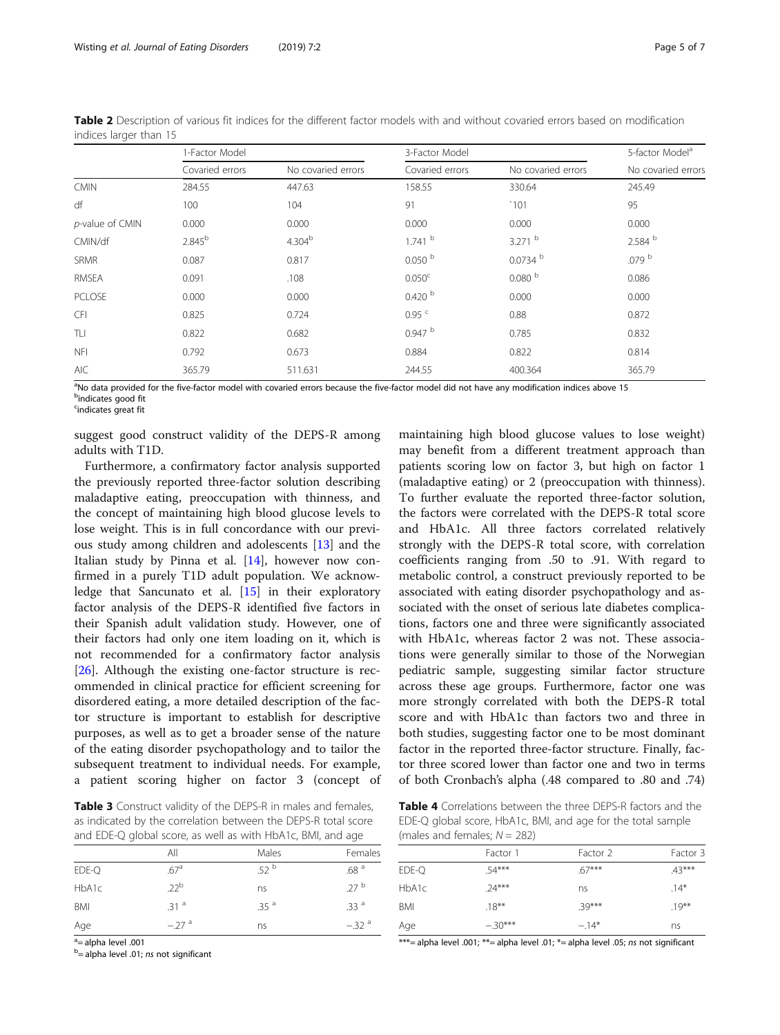**Table 2** Description of various fit indices for the different factor models with and without covaried errors based on modification indices larger than 15

| | 1-Factor Model | | 3-Factor Model | | 5-factor Model[a] |
|---|---|---|---|---|---|
| | Covaried errors | No covaried errors | Covaried errors | No covaried errors | No covaried errors |
| CMIN | 284.55 | 447.63 | 158.55 | 330.64 | 245.49 |
| df | 100 | 104 | 91 | `101 | 95 |
| *p*-value of CMIN | 0.000 | 0.000 | 0.000 | 0.000 | 0.000 |
| CMIN/df | 2.845[b] | 4.304[b] | 1.741 [b] | 3.271 [b] | 2.584 [b] |
| SRMR | 0.087 | 0.817 | 0.050 [b] | 0.0734 [b] | .079 [b] |
| RMSEA | 0.091 | .108 | 0.050[c] | 0.080 [b] | 0.086 |
| PCLOSE | 0.000 | 0.000 | 0.420 [b] | 0.000 | 0.000 |
| CFI | 0.825 | 0.724 | 0.95 [c] | 0.88 | 0.872 |
| TLI | 0.822 | 0.682 | 0.947 [b] | 0.785 | 0.832 |
| NFI | 0.792 | 0.673 | 0.884 | 0.822 | 0.814 |
| AIC | 365.79 | 511.631 | 244.55 | 400.364 | 365.79 |

[a]No data provided for the five-factor model with covaried errors because the five-factor model did not have any modification indices above 15
[b]indicates good fit
[c]indicates great fit

suggest good construct validity of the DEPS-R among adults with T1D.

Furthermore, a confirmatory factor analysis supported the previously reported three-factor solution describing maladaptive eating, preoccupation with thinness, and the concept of maintaining high blood glucose levels to lose weight. This is in full concordance with our previous study among children and adolescents [13] and the Italian study by Pinna et al. [14], however now confirmed in a purely T1D adult population. We acknowledge that Sancunato et al. [15] in their exploratory factor analysis of the DEPS-R identified five factors in their Spanish adult validation study. However, one of their factors had only one item loading on it, which is not recommended for a confirmatory factor analysis [26]. Although the existing one-factor structure is recommended in clinical practice for efficient screening for disordered eating, a more detailed description of the factor structure is important to establish for descriptive purposes, as well as to get a broader sense of the nature of the eating disorder psychopathology and to tailor the subsequent treatment to individual needs. For example, a patient scoring higher on factor 3 (concept of maintaining high blood glucose values to lose weight) may benefit from a different treatment approach than patients scoring low on factor 3, but high on factor 1 (maladaptive eating) or 2 (preoccupation with thinness). To further evaluate the reported three-factor solution, the factors were correlated with the DEPS-R total score and HbA1c. All three factors correlated relatively strongly with the DEPS-R total score, with correlation coefficients ranging from .50 to .91. With regard to metabolic control, a construct previously reported to be associated with eating disorder psychopathology and associated with the onset of serious late diabetes complications, factors one and three were significantly associated with HbA1c, whereas factor 2 was not. These associations were generally similar to those of the Norwegian pediatric sample, suggesting similar factor structure across these age groups. Furthermore, factor one was more strongly correlated with both the DEPS-R total score and with HbA1c than factors two and three in both studies, suggesting factor one to be most dominant factor in the reported three-factor structure. Finally, factor three scored lower than factor one and two in terms of both Cronbach's alpha (.48 compared to .80 and .74)

**Table 3** Construct validity of the DEPS-R in males and females, as indicated by the correlation between the DEPS-R total score and the EDE-Q global score, as well as with HbA1c, BMI, and age

| | All | Males | Females |
|---|---|---|---|
| EDE-Q | .67[a] | .52 [b] | .68 [a] |
| HbA1c | .22[b] | ns | .27 [b] |
| BMI | .31 [a] | .35 [a] | .33 [a] |
| Age | −.27 [a] | ns | −.32 [a] |

[a]= alpha level .001
[b]= alpha level .01; *ns* not significant

**Table 4** Correlations between the three DEPS-R factors and the EDE-Q global score, HbA1c, BMI, and age for the total sample (males and females; *N* = 282)

| | Factor 1 | Factor 2 | Factor 3 |
|---|---|---|---|
| EDE-Q | .54*** | .67*** | .43*** |
| HbA1c | .24*** | ns | .14* |
| BMI | .18** | .39*** | .19** |
| Age | −.30*** | −.14* | ns |

***= alpha level .001; **= alpha level .01; *= alpha level .05; *ns* not significant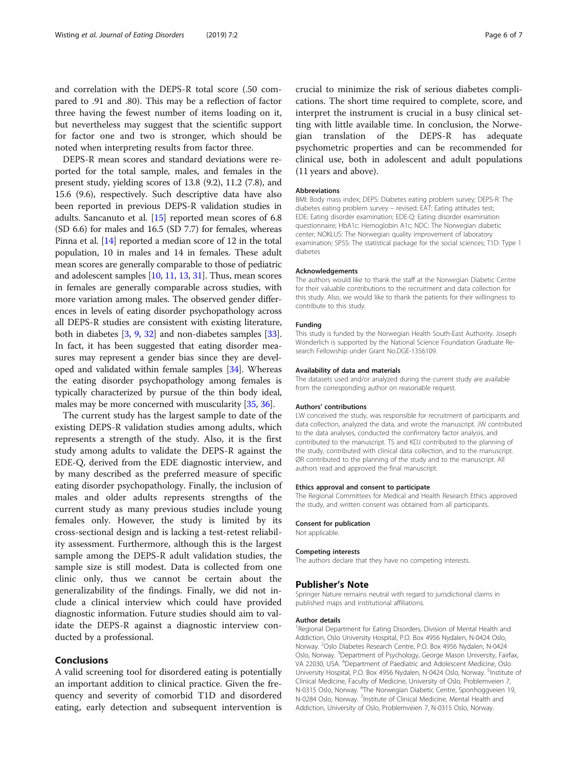and correlation with the DEPS-R total score (.50 compared to .91 and .80). This may be a reflection of factor three having the fewest number of items loading on it, but nevertheless may suggest that the scientific support for factor one and two is stronger, which should be noted when interpreting results from factor three.

DEPS-R mean scores and standard deviations were reported for the total sample, males, and females in the present study, yielding scores of 13.8 (9.2), 11.2 (7.8), and 15.6 (9.6), respectively. Such descriptive data have also been reported in previous DEPS-R validation studies in adults. Sancanuto et al. [15] reported mean scores of 6.8 (SD 6.6) for males and 16.5 (SD 7.7) for females, whereas Pinna et al. [14] reported a median score of 12 in the total population, 10 in males and 14 in females. These adult mean scores are generally comparable to those of pediatric and adolescent samples [10, 11, 13, 31]. Thus, mean scores in females are generally comparable across studies, with more variation among males. The observed gender differences in levels of eating disorder psychopathology across all DEPS-R studies are consistent with existing literature, both in diabetes [3, 9, 32] and non-diabetes samples [33]. In fact, it has been suggested that eating disorder measures may represent a gender bias since they are developed and validated within female samples [34]. Whereas the eating disorder psychopathology among females is typically characterized by pursue of the thin body ideal, males may be more concerned with muscularity [35, 36].

The current study has the largest sample to date of the existing DEPS-R validation studies among adults, which represents a strength of the study. Also, it is the first study among adults to validate the DEPS-R against the EDE-Q, derived from the EDE diagnostic interview, and by many described as the preferred measure of specific eating disorder psychopathology. Finally, the inclusion of males and older adults represents strengths of the current study as many previous studies include young females only. However, the study is limited by its cross-sectional design and is lacking a test-retest reliability assessment. Furthermore, although this is the largest sample among the DEPS-R adult validation studies, the sample size is still modest. Data is collected from one clinic only, thus we cannot be certain about the generalizability of the findings. Finally, we did not include a clinical interview which could have provided diagnostic information. Future studies should aim to validate the DEPS-R against a diagnostic interview conducted by a professional.

## Conclusions

A valid screening tool for disordered eating is potentially an important addition to clinical practice. Given the frequency and severity of comorbid T1D and disordered eating, early detection and subsequent intervention is crucial to minimize the risk of serious diabetes complications. The short time required to complete, score, and interpret the instrument is crucial in a busy clinical setting with little available time. In conclusion, the Norwegian translation of the DEPS-R has adequate psychometric properties and can be recommended for clinical use, both in adolescent and adult populations (11 years and above).

#### Abbreviations

BMI: Body mass index; DEPS: Diabetes eating problem survey; DEPS-R: The diabetes eating problem survey – revised; EAT: Eating attitudes test; EDE: Eating disorder examination; EDE-Q: Eating disorder examination questionnaire; HbA1c: Hemoglobin A1c; NDC: The Norwegian diabetic center; NOKLUS: The Norwegian quality improvement of laboratory examination; SPSS: The statistical package for the social sciences; T1D: Type 1 diabetes

#### Acknowledgements

The authors would like to thank the staff at the Norwegian Diabetic Centre for their valuable contributions to the recruitment and data collection for this study. Also, we would like to thank the patients for their willingness to contribute to this study.

#### Funding

This study is funded by the Norwegian Health South-East Authority. Joseph Wonderlich is supported by the National Science Foundation Graduate Research Fellowship under Grant No.DGE-1356109.

#### Availability of data and materials

The datasets used and/or analyzed during the current study are available from the corresponding author on reasonable request.

#### Authors' contributions

LW conceived the study, was responsible for recruitment of participants and data collection, analyzed the data, and wrote the manuscript. JW contributed to the data analyses, conducted the confirmatory factor analysis, and contributed to the manuscript. TS and KDJ contributed to the planning of the study, contributed with clinical data collection, and to the manuscript. ØR contributed to the planning of the study and to the manuscript. All authors read and approved the final manuscript.

#### Ethics approval and consent to participate

The Regional Committees for Medical and Health Research Ethics approved the study, and written consent was obtained from all participants.

#### Consent for publication

Not applicable.

#### Competing interests

The authors declare that they have no competing interests.

## Publisher's Note

Springer Nature remains neutral with regard to jurisdictional claims in published maps and institutional affiliations.

#### Author details

[1]Regional Department for Eating Disorders, Division of Mental Health and Addiction, Oslo University Hospital, P.O. Box 4956 Nydalen, N-0424 Oslo, Norway. [2]Oslo Diabetes Research Centre, P.O. Box 4956 Nydalen, N-0424 Oslo, Norway. [3]Department of Psychology, George Mason University, Fairfax, VA 22030, USA. [4]Department of Paediatric and Adolescent Medicine, Oslo University Hospital, P.O. Box 4956 Nydalen, N-0424 Oslo, Norway. [5]Institute of Clinical Medicine, Faculty of Medicine, University of Oslo, Problemveien 7, N-0315 Oslo, Norway. [6]The Norwegian Diabetic Centre, Sponhoggveien 19, N-0284 Oslo, Norway. [7]Institute of Clinical Medicine, Mental Health and Addiction, University of Oslo, Problemveien 7, N-0315 Oslo, Norway.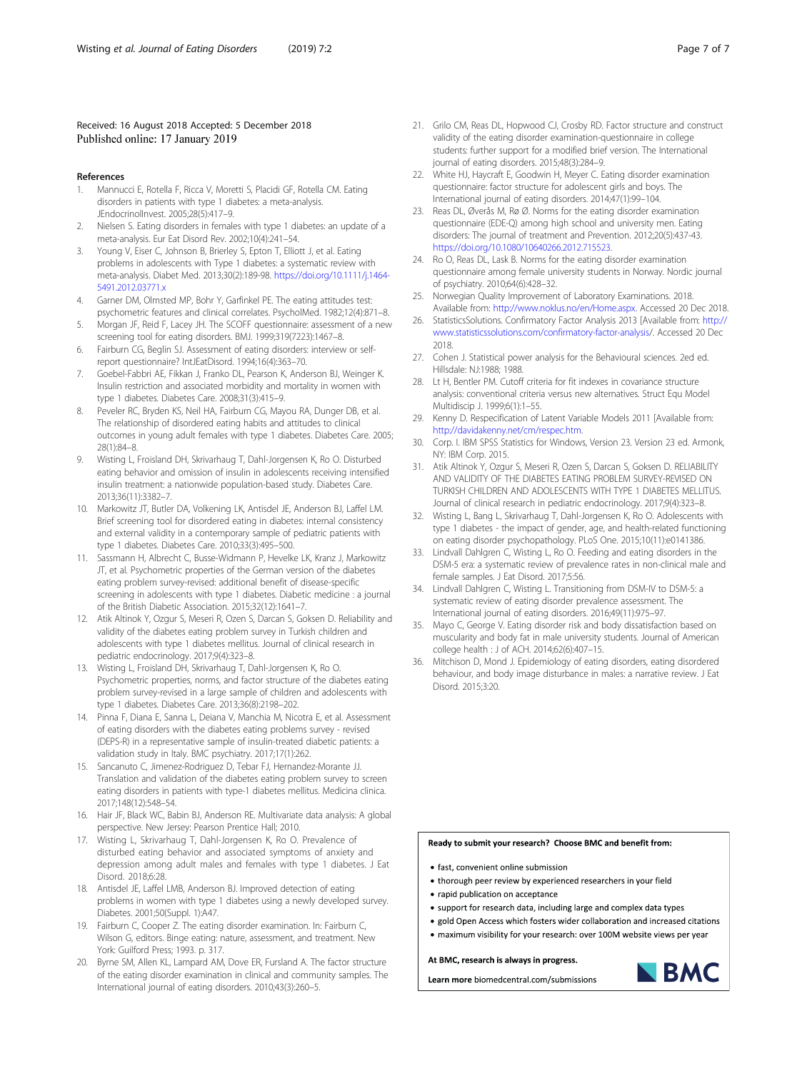Received: 16 August 2018 Accepted: 5 December 2018
Published online: 17 January 2019

## References

1. Mannucci E, Rotella F, Ricca V, Moretti S, Placidi GF, Rotella CM. Eating disorders in patients with type 1 diabetes: a meta-analysis. JEndocrinolInvest. 2005;28(5):417–9.
2. Nielsen S. Eating disorders in females with type 1 diabetes: an update of a meta-analysis. Eur Eat Disord Rev. 2002;10(4):241–54.
3. Young V, Eiser C, Johnson B, Brierley S, Epton T, Elliott J, et al. Eating problems in adolescents with Type 1 diabetes: a systematic review with meta-analysis. Diabet Med. 2013;30(2):189-98. https://doi.org/10.1111/j.1464-5491.2012.03771.x
4. Garner DM, Olmsted MP, Bohr Y, Garfinkel PE. The eating attitudes test: psychometric features and clinical correlates. PsycholMed. 1982;12(4):871–8.
5. Morgan JF, Reid F, Lacey JH. The SCOFF questionnaire: assessment of a new screening tool for eating disorders. BMJ. 1999;319(7223):1467–8.
6. Fairburn CG, Beglin SJ. Assessment of eating disorders: interview or self-report questionnaire? IntJEatDisord. 1994;16(4):363–70.
7. Goebel-Fabbri AE, Fikkan J, Franko DL, Pearson K, Anderson BJ, Weinger K. Insulin restriction and associated morbidity and mortality in women with type 1 diabetes. Diabetes Care. 2008;31(3):415–9.
8. Peveler RC, Bryden KS, Neil HA, Fairburn CG, Mayou RA, Dunger DB, et al. The relationship of disordered eating habits and attitudes to clinical outcomes in young adult females with type 1 diabetes. Diabetes Care. 2005; 28(1):84–8.
9. Wisting L, Froisland DH, Skrivarhaug T, Dahl-Jorgensen K, Ro O. Disturbed eating behavior and omission of insulin in adolescents receiving intensified insulin treatment: a nationwide population-based study. Diabetes Care. 2013;36(11):3382–7.
10. Markowitz JT, Butler DA, Volkening LK, Antisdel JE, Anderson BJ, Laffel LM. Brief screening tool for disordered eating in diabetes: internal consistency and external validity in a contemporary sample of pediatric patients with type 1 diabetes. Diabetes Care. 2010;33(3):495–500.
11. Sassmann H, Albrecht C, Busse-Widmann P, Hevelke LK, Kranz J, Markowitz JT, et al. Psychometric properties of the German version of the diabetes eating problem survey-revised: additional benefit of disease-specific screening in adolescents with type 1 diabetes. Diabetic medicine : a journal of the British Diabetic Association. 2015;32(12):1641–7.
12. Atik Altinok Y, Ozgur S, Meseri R, Ozen S, Darcan S, Goksen D. Reliability and validity of the diabetes eating problem survey in Turkish children and adolescents with type 1 diabetes mellitus. Journal of clinical research in pediatric endocrinology. 2017;9(4):323–8.
13. Wisting L, Froisland DH, Skrivarhaug T, Dahl-Jorgensen K, Ro O. Psychometric properties, norms, and factor structure of the diabetes eating problem survey-revised in a large sample of children and adolescents with type 1 diabetes. Diabetes Care. 2013;36(8):2198–202.
14. Pinna F, Diana E, Sanna L, Deiana V, Manchia M, Nicotra E, et al. Assessment of eating disorders with the diabetes eating problems survey - revised (DEPS-R) in a representative sample of insulin-treated diabetic patients: a validation study in Italy. BMC psychiatry. 2017;17(1):262.
15. Sancanuto C, Jimenez-Rodriguez D, Tebar FJ, Hernandez-Morante JJ. Translation and validation of the diabetes eating problem survey to screen eating disorders in patients with type-1 diabetes mellitus. Medicina clinica. 2017;148(12):548–54.
16. Hair JF, Black WC, Babin BJ, Anderson RE. Multivariate data analysis: A global perspective. New Jersey: Pearson Prentice Hall; 2010.
17. Wisting L, Skrivarhaug T, Dahl-Jorgensen K, Ro O. Prevalence of disturbed eating behavior and associated symptoms of anxiety and depression among adult males and females with type 1 diabetes. J Eat Disord. 2018;6:28.
18. Antisdel JE, Laffel LMB, Anderson BJ. Improved detection of eating problems in women with type 1 diabetes using a newly developed survey. Diabetes. 2001;50(Suppl. 1):A47.
19. Fairburn C, Cooper Z. The eating disorder examination. In: Fairburn C, Wilson G, editors. Binge eating: nature, assessment, and treatment. New York: Guilford Press; 1993. p. 317.
20. Byrne SM, Allen KL, Lampard AM, Dove ER, Fursland A. The factor structure of the eating disorder examination in clinical and community samples. The International journal of eating disorders. 2010;43(3):260–5.
21. Grilo CM, Reas DL, Hopwood CJ, Crosby RD. Factor structure and construct validity of the eating disorder examination-questionnaire in college students: further support for a modified brief version. The International journal of eating disorders. 2015;48(3):284–9.
22. White HJ, Haycraft E, Goodwin H, Meyer C. Eating disorder examination questionnaire: factor structure for adolescent girls and boys. The International journal of eating disorders. 2014;47(1):99–104.
23. Reas DL, Øverås M, Rø Ø. Norms for the eating disorder examination questionnaire (EDE-Q) among high school and university men. Eating disorders: The journal of treatment and Prevention. 2012;20(5):437-43. https://doi.org/10.1080/10640266.2012.715523.
24. Ro O, Reas DL, Lask B. Norms for the eating disorder examination questionnaire among female university students in Norway. Nordic journal of psychiatry. 2010;64(6):428–32.
25. Norwegian Quality Improvement of Laboratory Examinations. 2018. Available from: http://www.noklus.no/en/Home.aspx. Accessed 20 Dec 2018.
26. StatisticsSolutions. Confirmatory Factor Analysis 2013 [Available from: http://www.statisticssolutions.com/confirmatory-factor-analysis/. Accessed 20 Dec 2018.
27. Cohen J. Statistical power analysis for the Behavioural sciences. 2ed ed. Hillsdale: NJ:1988; 1988.
28. Lt H, Bentler PM. Cutoff criteria for fit indexes in covariance structure analysis: conventional criteria versus new alternatives. Struct Equ Model Multidiscip J. 1999;6(1):1–55.
29. Kenny D. Respecification of Latent Variable Models 2011 [Available from: http://davidakenny.net/cm/respec.htm.
30. Corp. I. IBM SPSS Statistics for Windows, Version 23. Version 23 ed. Armonk, NY: IBM Corp. 2015.
31. Atik Altinok Y, Ozgur S, Meseri R, Ozen S, Darcan S, Goksen D. RELIABILITY AND VALIDITY OF THE DIABETES EATING PROBLEM SURVEY-REVISED ON TURKISH CHILDREN AND ADOLESCENTS WITH TYPE 1 DIABETES MELLITUS. Journal of clinical research in pediatric endocrinology. 2017;9(4):323–8.
32. Wisting L, Bang L, Skrivarhaug T, Dahl-Jorgensen K, Ro O. Adolescents with type 1 diabetes - the impact of gender, age, and health-related functioning on eating disorder psychopathology. PLoS One. 2015;10(11):e0141386.
33. Lindvall Dahlgren C, Wisting L, Ro O. Feeding and eating disorders in the DSM-5 era: a systematic review of prevalence rates in non-clinical male and female samples. J Eat Disord. 2017;5:56.
34. Lindvall Dahlgren C, Wisting L. Transitioning from DSM-IV to DSM-5: a systematic review of eating disorder prevalence assessment. The International journal of eating disorders. 2016;49(11):975–97.
35. Mayo C, George V. Eating disorder risk and body dissatisfaction based on muscularity and body fat in male university students. Journal of American college health : J of ACH. 2014;62(6):407–15.
36. Mitchison D, Mond J. Epidemiology of eating disorders, eating disordered behaviour, and body image disturbance in males: a narrative review. J Eat Disord. 2015;3:20.